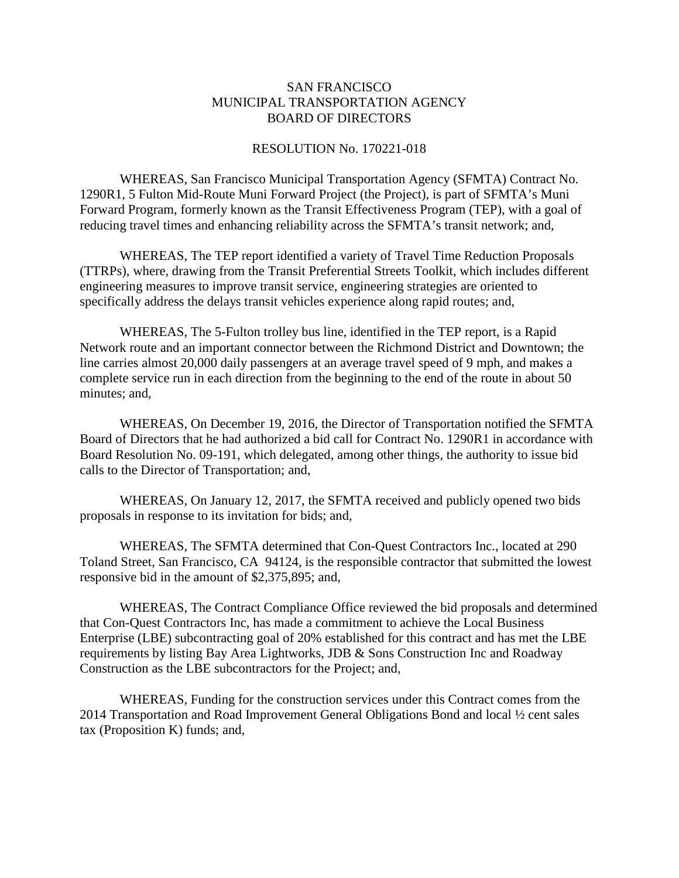SAN FRANCISCO
MUNICIPAL TRANSPORTATION AGENCY
BOARD OF DIRECTORS

RESOLUTION No. 170221-018

WHEREAS, San Francisco Municipal Transportation Agency (SFMTA) Contract No. 1290R1, 5 Fulton Mid-Route Muni Forward Project (the Project), is part of SFMTA's Muni Forward Program, formerly known as the Transit Effectiveness Program (TEP), with a goal of reducing travel times and enhancing reliability across the SFMTA's transit network; and,

WHEREAS, The TEP report identified a variety of Travel Time Reduction Proposals (TTRPs), where, drawing from the Transit Preferential Streets Toolkit, which includes different engineering measures to improve transit service, engineering strategies are oriented to specifically address the delays transit vehicles experience along rapid routes; and,

WHEREAS, The 5-Fulton trolley bus line, identified in the TEP report, is a Rapid Network route and an important connector between the Richmond District and Downtown; the line carries almost 20,000 daily passengers at an average travel speed of 9 mph, and makes a complete service run in each direction from the beginning to the end of the route in about 50 minutes; and,

WHEREAS, On December 19, 2016, the Director of Transportation notified the SFMTA Board of Directors that he had authorized a bid call for Contract No. 1290R1 in accordance with Board Resolution No. 09-191, which delegated, among other things, the authority to issue bid calls to the Director of Transportation; and,

WHEREAS, On January 12, 2017, the SFMTA received and publicly opened two bids proposals in response to its invitation for bids; and,

WHEREAS, The SFMTA determined that Con-Quest Contractors Inc., located at 290 Toland Street, San Francisco, CA 94124, is the responsible contractor that submitted the lowest responsive bid in the amount of $2,375,895; and,

WHEREAS, The Contract Compliance Office reviewed the bid proposals and determined that Con-Quest Contractors Inc, has made a commitment to achieve the Local Business Enterprise (LBE) subcontracting goal of 20% established for this contract and has met the LBE requirements by listing Bay Area Lightworks, JDB & Sons Construction Inc and Roadway Construction as the LBE subcontractors for the Project; and,

WHEREAS, Funding for the construction services under this Contract comes from the 2014 Transportation and Road Improvement General Obligations Bond and local ½ cent sales tax (Proposition K) funds; and,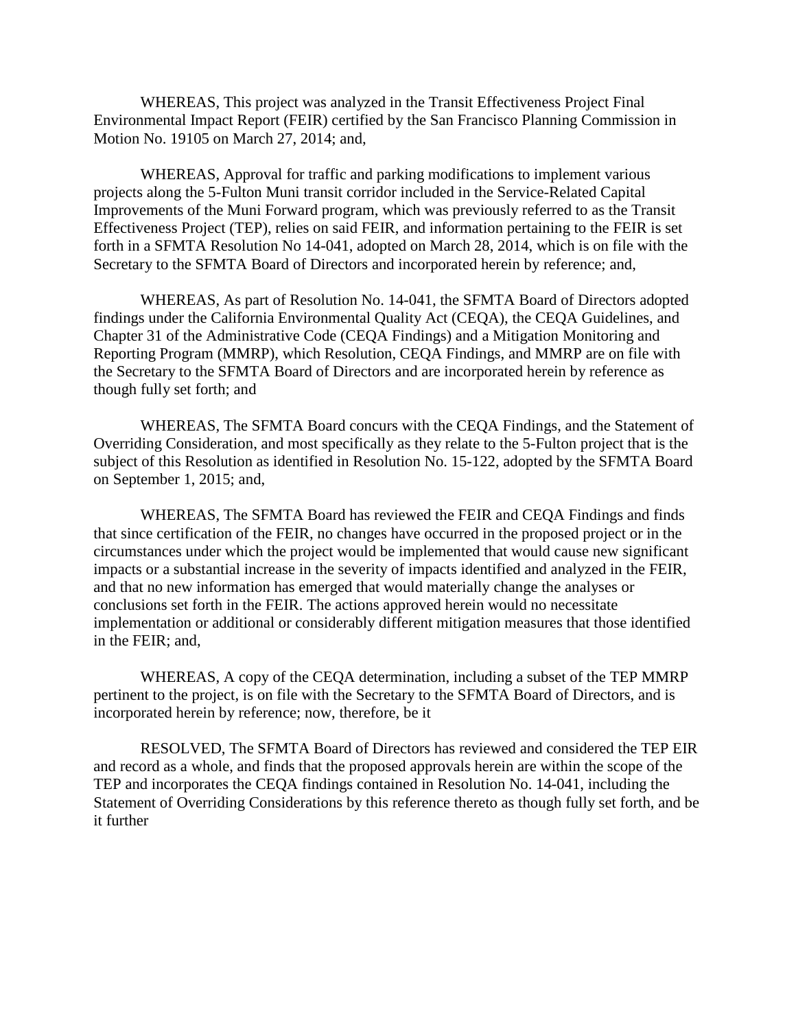WHEREAS, This project was analyzed in the Transit Effectiveness Project Final Environmental Impact Report (FEIR) certified by the San Francisco Planning Commission in Motion No. 19105 on March 27, 2014; and,

WHEREAS, Approval for traffic and parking modifications to implement various projects along the 5-Fulton Muni transit corridor included in the Service-Related Capital Improvements of the Muni Forward program, which was previously referred to as the Transit Effectiveness Project (TEP), relies on said FEIR, and information pertaining to the FEIR is set forth in a SFMTA Resolution No 14-041, adopted on March 28, 2014, which is on file with the Secretary to the SFMTA Board of Directors and incorporated herein by reference; and,

WHEREAS, As part of Resolution No. 14-041, the SFMTA Board of Directors adopted findings under the California Environmental Quality Act (CEQA), the CEQA Guidelines, and Chapter 31 of the Administrative Code (CEQA Findings) and a Mitigation Monitoring and Reporting Program (MMRP), which Resolution, CEQA Findings, and MMRP are on file with the Secretary to the SFMTA Board of Directors and are incorporated herein by reference as though fully set forth; and

WHEREAS, The SFMTA Board concurs with the CEQA Findings, and the Statement of Overriding Consideration, and most specifically as they relate to the 5-Fulton project that is the subject of this Resolution as identified in Resolution No. 15-122, adopted by the SFMTA Board on September 1, 2015; and,

WHEREAS, The SFMTA Board has reviewed the FEIR and CEQA Findings and finds that since certification of the FEIR, no changes have occurred in the proposed project or in the circumstances under which the project would be implemented that would cause new significant impacts or a substantial increase in the severity of impacts identified and analyzed in the FEIR, and that no new information has emerged that would materially change the analyses or conclusions set forth in the FEIR. The actions approved herein would no necessitate implementation or additional or considerably different mitigation measures that those identified in the FEIR; and,

WHEREAS, A copy of the CEQA determination, including a subset of the TEP MMRP pertinent to the project, is on file with the Secretary to the SFMTA Board of Directors, and is incorporated herein by reference; now, therefore, be it

RESOLVED, The SFMTA Board of Directors has reviewed and considered the TEP EIR and record as a whole, and finds that the proposed approvals herein are within the scope of the TEP and incorporates the CEQA findings contained in Resolution No. 14-041, including the Statement of Overriding Considerations by this reference thereto as though fully set forth, and be it further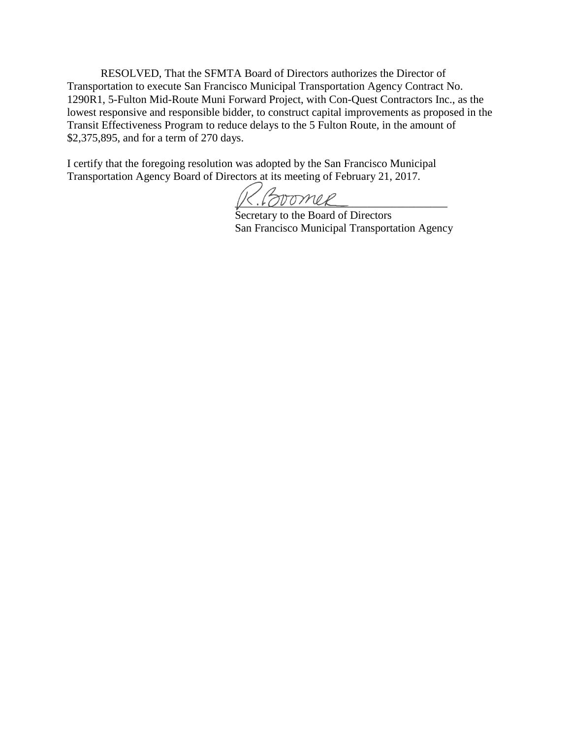RESOLVED, That the SFMTA Board of Directors authorizes the Director of Transportation to execute San Francisco Municipal Transportation Agency Contract No. 1290R1, 5-Fulton Mid-Route Muni Forward Project, with Con-Quest Contractors Inc., as the lowest responsive and responsible bidder, to construct capital improvements as proposed in the Transit Effectiveness Program to reduce delays to the 5 Fulton Route, in the amount of $2,375,895, and for a term of 270 days.

I certify that the foregoing resolution was adopted by the San Francisco Municipal Transportation Agency Board of Directors at its meeting of February 21, 2017.

R. Boomer

Secretary to the Board of Directors
San Francisco Municipal Transportation Agency